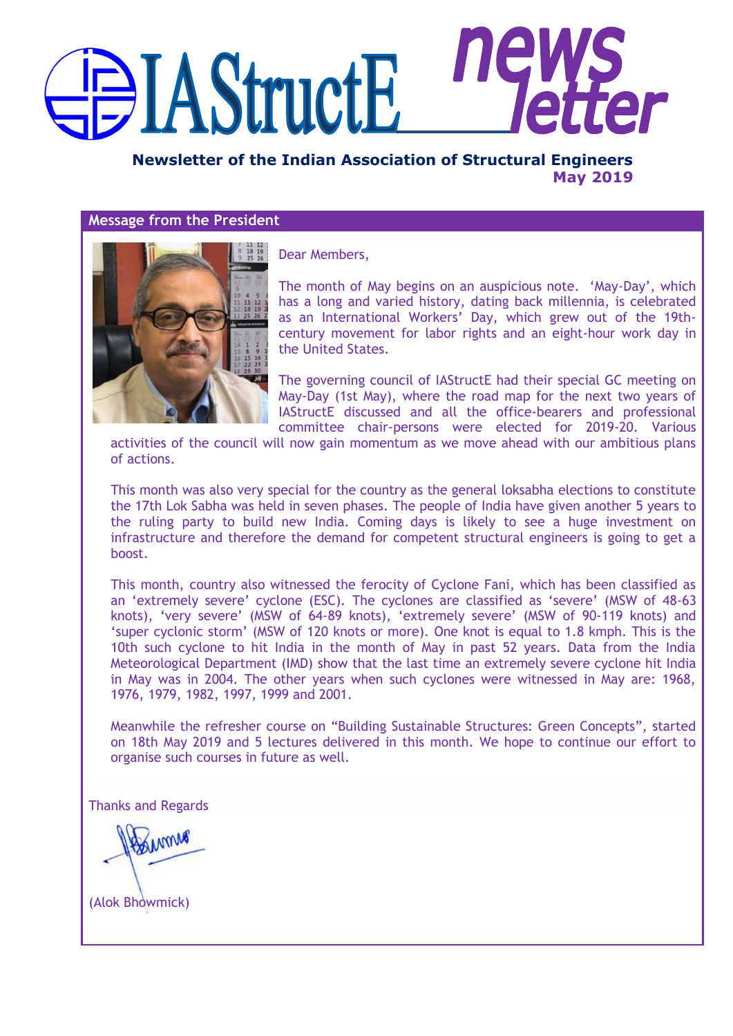# IAStructE newsletter

**Newsletter of the Indian Association of Structural Engineers**
**May 2019**

## Message from the President

Dear Members,

The month of May begins on an auspicious note. 'May-Day', which has a long and varied history, dating back millennia, is celebrated as an International Workers' Day, which grew out of the 19th-century movement for labor rights and an eight-hour work day in the United States.

The governing council of IAStructE had their special GC meeting on May-Day (1st May), where the road map for the next two years of IAStructE discussed and all the office-bearers and professional committee chair-persons were elected for 2019-20. Various activities of the council will now gain momentum as we move ahead with our ambitious plans of actions.

This month was also very special for the country as the general loksabha elections to constitute the 17th Lok Sabha was held in seven phases. The people of India have given another 5 years to the ruling party to build new India. Coming days is likely to see a huge investment on infrastructure and therefore the demand for competent structural engineers is going to get a boost.

This month, country also witnessed the ferocity of Cyclone Fani, which has been classified as an 'extremely severe' cyclone (ESC). The cyclones are classified as 'severe' (MSW of 48-63 knots), 'very severe' (MSW of 64-89 knots), 'extremely severe' (MSW of 90-119 knots) and 'super cyclonic storm' (MSW of 120 knots or more). One knot is equal to 1.8 kmph. This is the 10th such cyclone to hit India in the month of May in past 52 years. Data from the India Meteorological Department (IMD) show that the last time an extremely severe cyclone hit India in May was in 2004. The other years when such cyclones were witnessed in May are: 1968, 1976, 1979, 1982, 1997, 1999 and 2001.

Meanwhile the refresher course on "Building Sustainable Structures: Green Concepts", started on 18th May 2019 and 5 lectures delivered in this month. We hope to continue our effort to organise such courses in future as well.

Thanks and Regards

(Alok Bhowmick)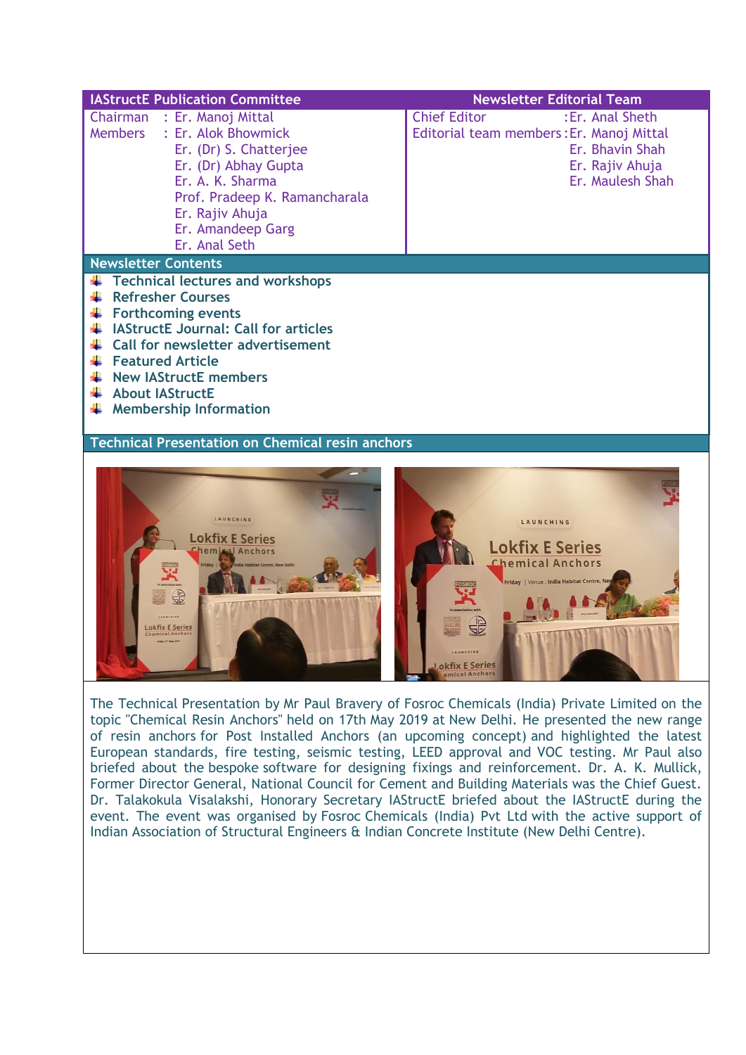| IAStructE Publication Committee | | Newsletter Editorial Team | |
|---|---|---|---|
| Chairman | : Er. Manoj Mittal | Chief Editor | : Er. Anal Sheth |
| Members | : Er. Alok Bhowmick | Editorial team members | : Er. Manoj Mittal |
| | Er. (Dr) S. Chatterjee | | Er. Bhavin Shah |
| | Er. (Dr) Abhay Gupta | | Er. Rajiv Ahuja |
| | Er. A. K. Sharma | | Er. Maulesh Shah |
| | Prof. Pradeep K. Ramancharala | | |
| | Er. Rajiv Ahuja | | |
| | Er. Amandeep Garg | | |
| | Er. Anal Seth | | |

## Newsletter Contents

- Technical lectures and workshops
- Refresher Courses
- Forthcoming events
- IAStructE Journal: Call for articles
- Call for newsletter advertisement
- Featured Article
- New IAStructE members
- About IAStructE
- Membership Information

## Technical Presentation on Chemical resin anchors

The Technical Presentation by Mr Paul Bravery of Fosroc Chemicals (India) Private Limited on the topic "Chemical Resin Anchors" held on 17th May 2019 at New Delhi. He presented the new range of resin anchors for Post Installed Anchors (an upcoming concept) and highlighted the latest European standards, fire testing, seismic testing, LEED approval and VOC testing. Mr Paul also briefed about the bespoke software for designing fixings and reinforcement. Dr. A. K. Mullick, Former Director General, National Council for Cement and Building Materials was the Chief Guest. Dr. Talakokula Visalakshi, Honorary Secretary IAStructE briefed about the IAStructE during the event. The event was organised by Fosroc Chemicals (India) Pvt Ltd with the active support of Indian Association of Structural Engineers & Indian Concrete Institute (New Delhi Centre).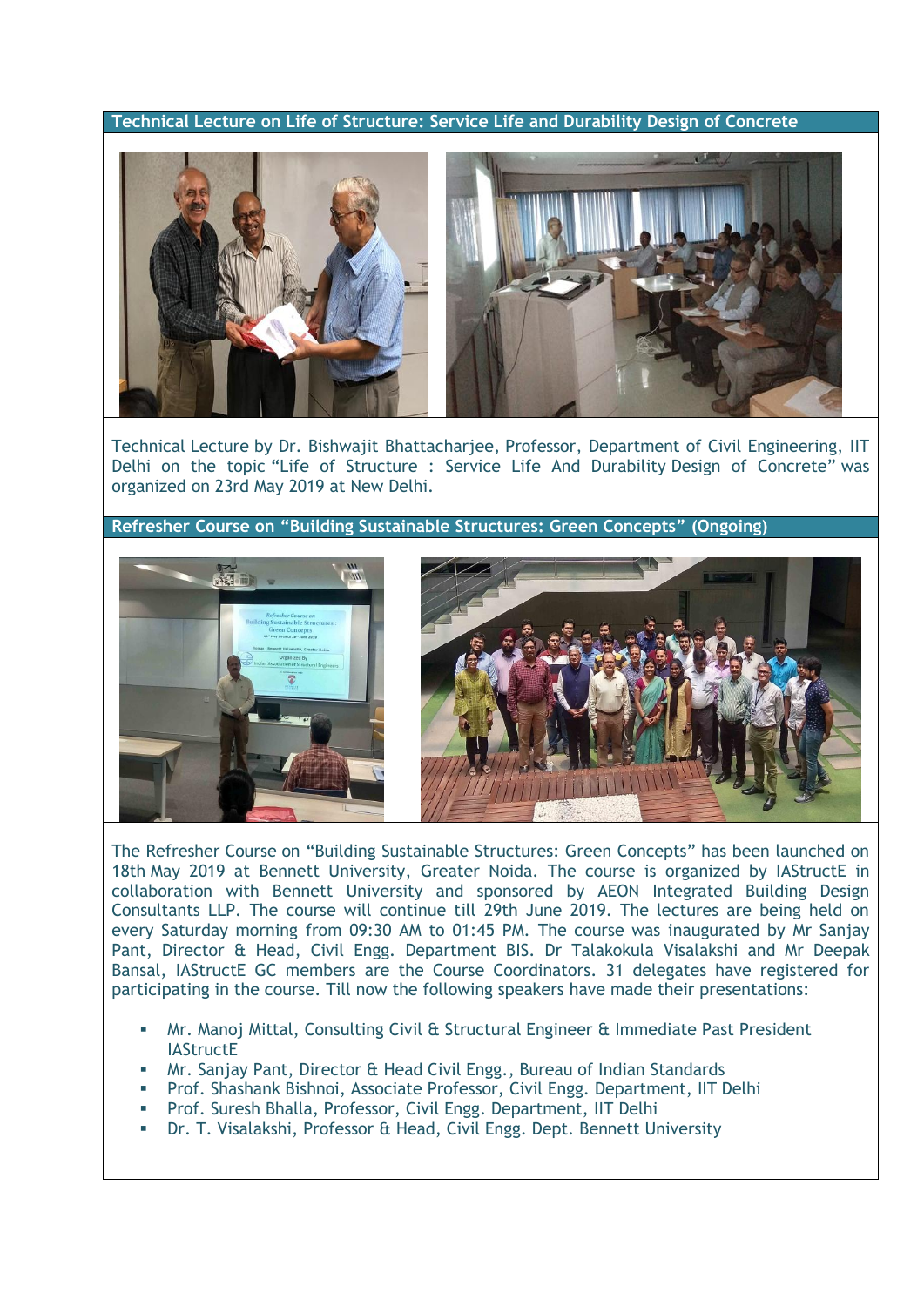## Technical Lecture on Life of Structure: Service Life and Durability Design of Concrete

Technical Lecture by Dr. Bishwajit Bhattacharjee, Professor, Department of Civil Engineering, IIT Delhi on the topic "Life of Structure : Service Life And Durability Design of Concrete" was organized on 23rd May 2019 at New Delhi.

## Refresher Course on "Building Sustainable Structures: Green Concepts" (Ongoing)

The Refresher Course on "Building Sustainable Structures: Green Concepts" has been launched on 18th May 2019 at Bennett University, Greater Noida. The course is organized by IAStructE in collaboration with Bennett University and sponsored by AEON Integrated Building Design Consultants LLP. The course will continue till 29th June 2019. The lectures are being held on every Saturday morning from 09:30 AM to 01:45 PM. The course was inaugurated by Mr Sanjay Pant, Director & Head, Civil Engg. Department BIS. Dr Talakokula Visalakshi and Mr Deepak Bansal, IAStructE GC members are the Course Coordinators. 31 delegates have registered for participating in the course. Till now the following speakers have made their presentations:

- Mr. Manoj Mittal, Consulting Civil & Structural Engineer & Immediate Past President IAStructE
- Mr. Sanjay Pant, Director & Head Civil Engg., Bureau of Indian Standards
- Prof. Shashank Bishnoi, Associate Professor, Civil Engg. Department, IIT Delhi
- Prof. Suresh Bhalla, Professor, Civil Engg. Department, IIT Delhi
- Dr. T. Visalakshi, Professor & Head, Civil Engg. Dept. Bennett University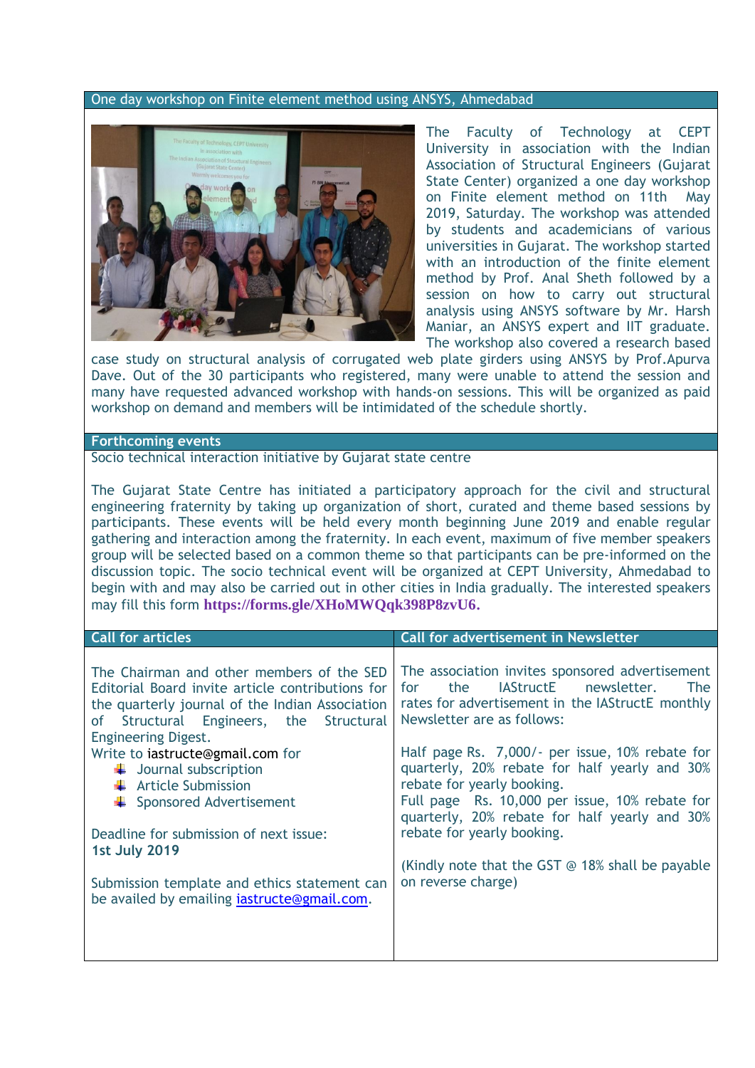## One day workshop on Finite element method using ANSYS, Ahmedabad

The Faculty of Technology at CEPT University in association with the Indian Association of Structural Engineers (Gujarat State Center) organized a one day workshop on Finite element method on 11th May 2019, Saturday. The workshop was attended by students and academicians of various universities in Gujarat. The workshop started with an introduction of the finite element method by Prof. Anal Sheth followed by a session on how to carry out structural analysis using ANSYS software by Mr. Harsh Maniar, an ANSYS expert and IIT graduate. The workshop also covered a research based case study on structural analysis of corrugated web plate girders using ANSYS by Prof.Apurva Dave. Out of the 30 participants who registered, many were unable to attend the session and many have requested advanced workshop with hands-on sessions. This will be organized as paid workshop on demand and members will be intimidated of the schedule shortly.

## Forthcoming events

Socio technical interaction initiative by Gujarat state centre

The Gujarat State Centre has initiated a participatory approach for the civil and structural engineering fraternity by taking up organization of short, curated and theme based sessions by participants. These events will be held every month beginning June 2019 and enable regular gathering and interaction among the fraternity. In each event, maximum of five member speakers group will be selected based on a common theme so that participants can be pre-informed on the discussion topic. The socio technical event will be organized at CEPT University, Ahmedabad to begin with and may also be carried out in other cities in India gradually. The interested speakers may fill this form **https://forms.gle/XHoMWQqk398P8zvU6.**

## Call for articles

The Chairman and other members of the SED Editorial Board invite article contributions for the quarterly journal of the Indian Association of Structural Engineers, the Structural Engineering Digest.

Write to iastructe@gmail.com for

- Journal subscription
- Article Submission
- Sponsored Advertisement

Deadline for submission of next issue:
**1st July 2019**

Submission template and ethics statement can be availed by emailing iastructe@gmail.com.

## Call for advertisement in Newsletter

The association invites sponsored advertisement for the IAStructE newsletter. The rates for advertisement in the IAStructE monthly Newsletter are as follows:

Half page Rs. 7,000/- per issue, 10% rebate for quarterly, 20% rebate for half yearly and 30% rebate for yearly booking.
Full page Rs. 10,000 per issue, 10% rebate for quarterly, 20% rebate for half yearly and 30% rebate for yearly booking.

(Kindly note that the GST @ 18% shall be payable on reverse charge)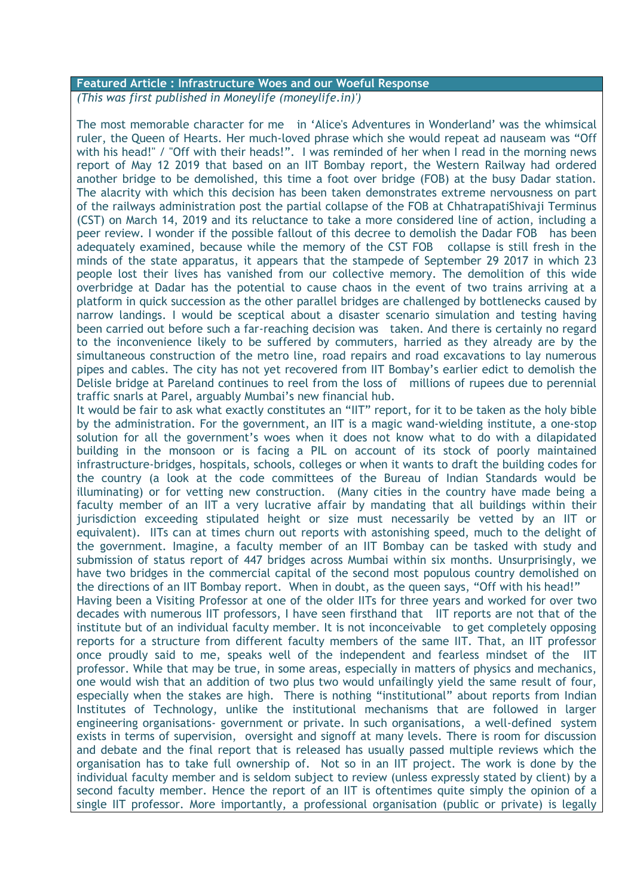**Featured Article : Infrastructure Woes and our Woeful Response**

*(This was first published in Moneylife (moneylife.in)')*

The most memorable character for me in 'Alice's Adventures in Wonderland' was the whimsical ruler, the Queen of Hearts. Her much-loved phrase which she would repeat ad nauseam was "Off with his head!" / "Off with their heads!". I was reminded of her when I read in the morning news report of May 12 2019 that based on an IIT Bombay report, the Western Railway had ordered another bridge to be demolished, this time a foot over bridge (FOB) at the busy Dadar station. The alacrity with which this decision has been taken demonstrates extreme nervousness on part of the railways administration post the partial collapse of the FOB at ChhatrapatiShivaji Terminus (CST) on March 14, 2019 and its reluctance to take a more considered line of action, including a peer review. I wonder if the possible fallout of this decree to demolish the Dadar FOB has been adequately examined, because while the memory of the CST FOB collapse is still fresh in the minds of the state apparatus, it appears that the stampede of September 29 2017 in which 23 people lost their lives has vanished from our collective memory. The demolition of this wide overbridge at Dadar has the potential to cause chaos in the event of two trains arriving at a platform in quick succession as the other parallel bridges are challenged by bottlenecks caused by narrow landings. I would be sceptical about a disaster scenario simulation and testing having been carried out before such a far-reaching decision was taken. And there is certainly no regard to the inconvenience likely to be suffered by commuters, harried as they already are by the simultaneous construction of the metro line, road repairs and road excavations to lay numerous pipes and cables. The city has not yet recovered from IIT Bombay's earlier edict to demolish the Delisle bridge at Pareland continues to reel from the loss of millions of rupees due to perennial traffic snarls at Parel, arguably Mumbai's new financial hub.

It would be fair to ask what exactly constitutes an "IIT" report, for it to be taken as the holy bible by the administration. For the government, an IIT is a magic wand-wielding institute, a one-stop solution for all the government's woes when it does not know what to do with a dilapidated building in the monsoon or is facing a PIL on account of its stock of poorly maintained infrastructure-bridges, hospitals, schools, colleges or when it wants to draft the building codes for the country (a look at the code committees of the Bureau of Indian Standards would be illuminating) or for vetting new construction. (Many cities in the country have made being a faculty member of an IIT a very lucrative affair by mandating that all buildings within their jurisdiction exceeding stipulated height or size must necessarily be vetted by an IIT or equivalent). IITs can at times churn out reports with astonishing speed, much to the delight of the government. Imagine, a faculty member of an IIT Bombay can be tasked with study and submission of status report of 447 bridges across Mumbai within six months. Unsurprisingly, we have two bridges in the commercial capital of the second most populous country demolished on the directions of an IIT Bombay report. When in doubt, as the queen says, "Off with his head!"

Having been a Visiting Professor at one of the older IITs for three years and worked for over two decades with numerous IIT professors, I have seen firsthand that IIT reports are not that of the institute but of an individual faculty member. It is not inconceivable to get completely opposing reports for a structure from different faculty members of the same IIT. That, an IIT professor once proudly said to me, speaks well of the independent and fearless mindset of the IIT professor. While that may be true, in some areas, especially in matters of physics and mechanics, one would wish that an addition of two plus two would unfailingly yield the same result of four, especially when the stakes are high. There is nothing "institutional" about reports from Indian Institutes of Technology, unlike the institutional mechanisms that are followed in larger engineering organisations- government or private. In such organisations, a well-defined system exists in terms of supervision, oversight and signoff at many levels. There is room for discussion and debate and the final report that is released has usually passed multiple reviews which the organisation has to take full ownership of. Not so in an IIT project. The work is done by the individual faculty member and is seldom subject to review (unless expressly stated by client) by a second faculty member. Hence the report of an IIT is oftentimes quite simply the opinion of a single IIT professor. More importantly, a professional organisation (public or private) is legally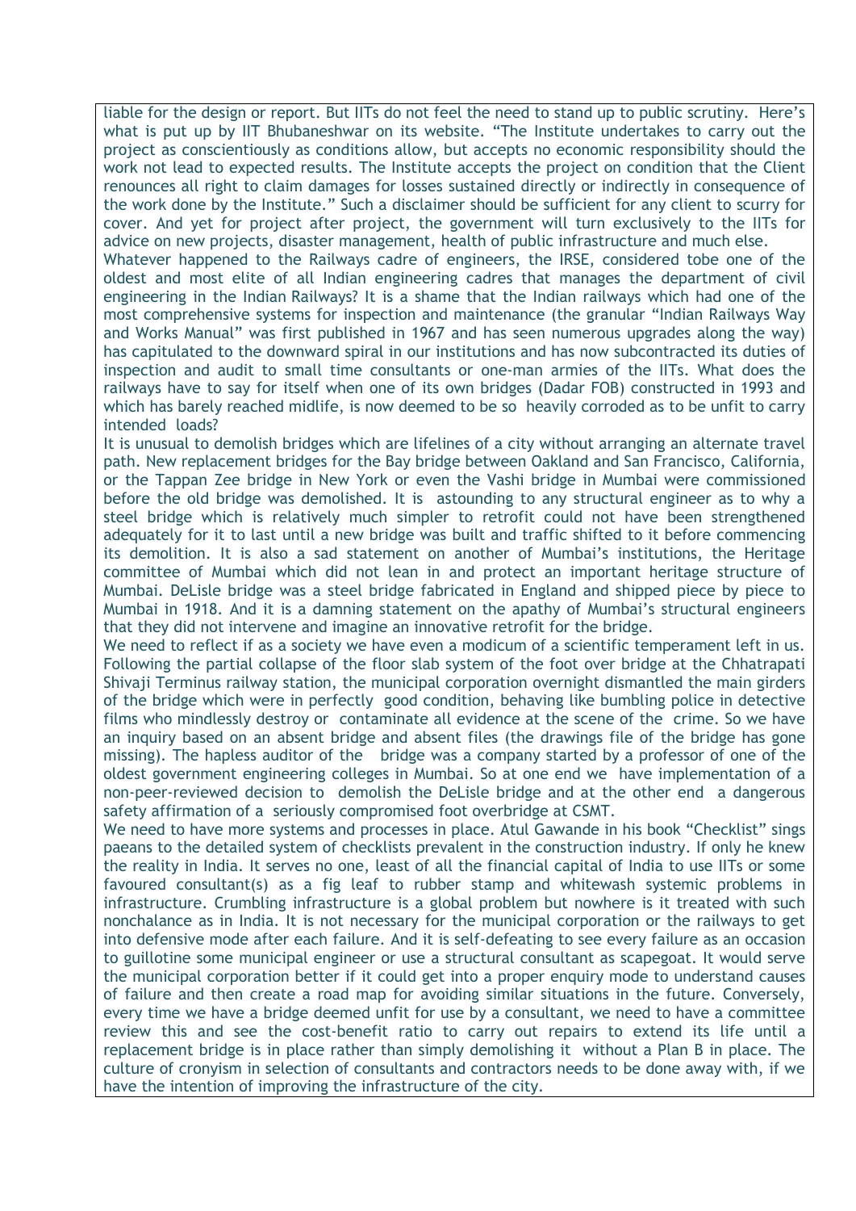liable for the design or report. But IITs do not feel the need to stand up to public scrutiny. Here's what is put up by IIT Bhubaneshwar on its website. "The Institute undertakes to carry out the project as conscientiously as conditions allow, but accepts no economic responsibility should the work not lead to expected results. The Institute accepts the project on condition that the Client renounces all right to claim damages for losses sustained directly or indirectly in consequence of the work done by the Institute." Such a disclaimer should be sufficient for any client to scurry for cover. And yet for project after project, the government will turn exclusively to the IITs for advice on new projects, disaster management, health of public infrastructure and much else.

Whatever happened to the Railways cadre of engineers, the IRSE, considered tobe one of the oldest and most elite of all Indian engineering cadres that manages the department of civil engineering in the Indian Railways? It is a shame that the Indian railways which had one of the most comprehensive systems for inspection and maintenance (the granular "Indian Railways Way and Works Manual" was first published in 1967 and has seen numerous upgrades along the way) has capitulated to the downward spiral in our institutions and has now subcontracted its duties of inspection and audit to small time consultants or one-man armies of the IITs. What does the railways have to say for itself when one of its own bridges (Dadar FOB) constructed in 1993 and which has barely reached midlife, is now deemed to be so heavily corroded as to be unfit to carry intended loads?

It is unusual to demolish bridges which are lifelines of a city without arranging an alternate travel path. New replacement bridges for the Bay bridge between Oakland and San Francisco, California, or the Tappan Zee bridge in New York or even the Vashi bridge in Mumbai were commissioned before the old bridge was demolished. It is astounding to any structural engineer as to why a steel bridge which is relatively much simpler to retrofit could not have been strengthened adequately for it to last until a new bridge was built and traffic shifted to it before commencing its demolition. It is also a sad statement on another of Mumbai's institutions, the Heritage committee of Mumbai which did not lean in and protect an important heritage structure of Mumbai. DeLisle bridge was a steel bridge fabricated in England and shipped piece by piece to Mumbai in 1918. And it is a damning statement on the apathy of Mumbai's structural engineers that they did not intervene and imagine an innovative retrofit for the bridge.

We need to reflect if as a society we have even a modicum of a scientific temperament left in us. Following the partial collapse of the floor slab system of the foot over bridge at the Chhatrapati Shivaji Terminus railway station, the municipal corporation overnight dismantled the main girders of the bridge which were in perfectly good condition, behaving like bumbling police in detective films who mindlessly destroy or contaminate all evidence at the scene of the crime. So we have an inquiry based on an absent bridge and absent files (the drawings file of the bridge has gone missing). The hapless auditor of the bridge was a company started by a professor of one of the oldest government engineering colleges in Mumbai. So at one end we have implementation of a non-peer-reviewed decision to demolish the DeLisle bridge and at the other end a dangerous safety affirmation of a seriously compromised foot overbridge at CSMT.

We need to have more systems and processes in place. Atul Gawande in his book "Checklist" sings paeans to the detailed system of checklists prevalent in the construction industry. If only he knew the reality in India. It serves no one, least of all the financial capital of India to use IITs or some favoured consultant(s) as a fig leaf to rubber stamp and whitewash systemic problems in infrastructure. Crumbling infrastructure is a global problem but nowhere is it treated with such nonchalance as in India. It is not necessary for the municipal corporation or the railways to get into defensive mode after each failure. And it is self-defeating to see every failure as an occasion to guillotine some municipal engineer or use a structural consultant as scapegoat. It would serve the municipal corporation better if it could get into a proper enquiry mode to understand causes of failure and then create a road map for avoiding similar situations in the future. Conversely, every time we have a bridge deemed unfit for use by a consultant, we need to have a committee review this and see the cost-benefit ratio to carry out repairs to extend its life until a replacement bridge is in place rather than simply demolishing it without a Plan B in place. The culture of cronyism in selection of consultants and contractors needs to be done away with, if we have the intention of improving the infrastructure of the city.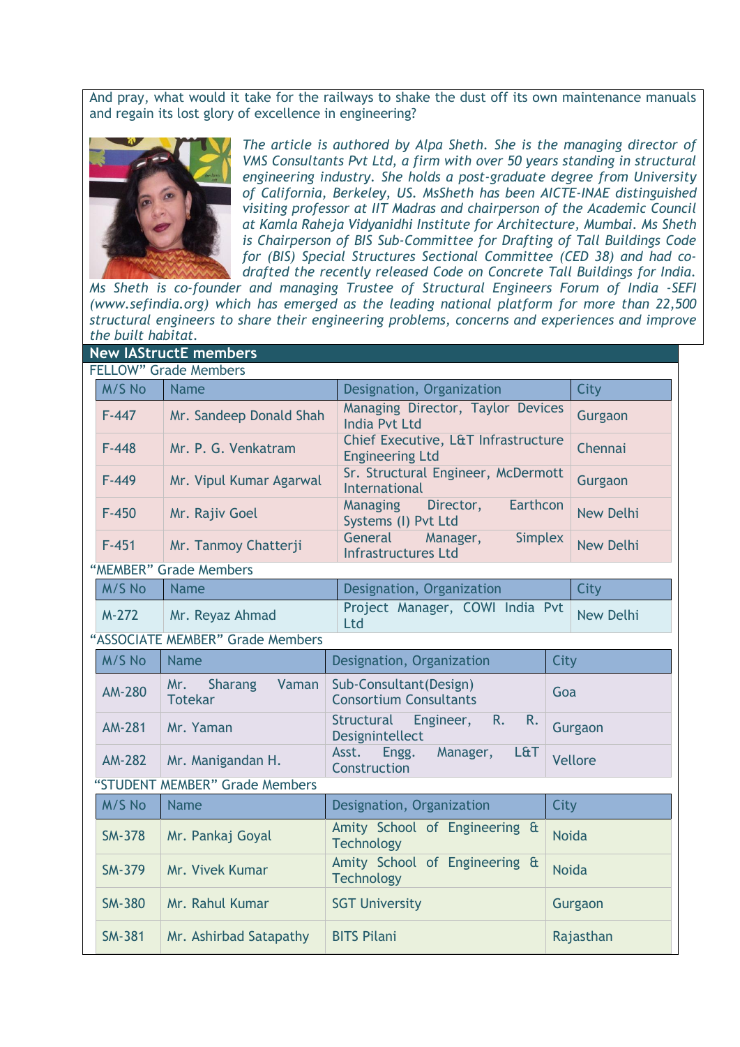And pray, what would it take for the railways to shake the dust off its own maintenance manuals and regain its lost glory of excellence in engineering?

*The article is authored by Alpa Sheth. She is the managing director of VMS Consultants Pvt Ltd, a firm with over 50 years standing in structural engineering industry. She holds a post-graduate degree from University of California, Berkeley, US. MsSheth has been AICTE-INAE distinguished visiting professor at IIT Madras and chairperson of the Academic Council at Kamla Raheja Vidyanidhi Institute for Architecture, Mumbai. Ms Sheth is Chairperson of BIS Sub-Committee for Drafting of Tall Buildings Code for (BIS) Special Structures Sectional Committee (CED 38) and had co-drafted the recently released Code on Concrete Tall Buildings for India. Ms Sheth is co-founder and managing Trustee of Structural Engineers Forum of India -SEFI (www.sefindia.org) which has emerged as the leading national platform for more than 22,500 structural engineers to share their engineering problems, concerns and experiences and improve the built habitat.*

## New IAStructE members

FELLOW" Grade Members

| M/S No | Name | Designation, Organization | City |
|---|---|---|---|
| F-447 | Mr. Sandeep Donald Shah | Managing Director, Taylor Devices India Pvt Ltd | Gurgaon |
| F-448 | Mr. P. G. Venkatram | Chief Executive, L&T Infrastructure Engineering Ltd | Chennai |
| F-449 | Mr. Vipul Kumar Agarwal | Sr. Structural Engineer, McDermott International | Gurgaon |
| F-450 | Mr. Rajiv Goel | Managing Director, Earthcon Systems (I) Pvt Ltd | New Delhi |
| F-451 | Mr. Tanmoy Chatterji | General Manager, Simplex Infrastructures Ltd | New Delhi |

"MEMBER" Grade Members

| M/S No | Name | Designation, Organization | City |
|---|---|---|---|
| M-272 | Mr. Reyaz Ahmad | Project Manager, COWI India Pvt Ltd | New Delhi |

"ASSOCIATE MEMBER" Grade Members

| M/S No | Name | Designation, Organization | City |
|---|---|---|---|
| AM-280 | Mr. Sharang Vaman Totekar | Sub-Consultant(Design) Consortium Consultants | Goa |
| AM-281 | Mr. Yaman | Structural Engineer, R. R. Designintellect | Gurgaon |
| AM-282 | Mr. Manigandan H. | Asst. Engg. Manager, L&T Construction | Vellore |

"STUDENT MEMBER" Grade Members

| M/S No | Name | Designation, Organization | City |
|---|---|---|---|
| SM-378 | Mr. Pankaj Goyal | Amity School of Engineering & Technology | Noida |
| SM-379 | Mr. Vivek Kumar | Amity School of Engineering & Technology | Noida |
| SM-380 | Mr. Rahul Kumar | SGT University | Gurgaon |
| SM-381 | Mr. Ashirbad Satapathy | BITS Pilani | Rajasthan |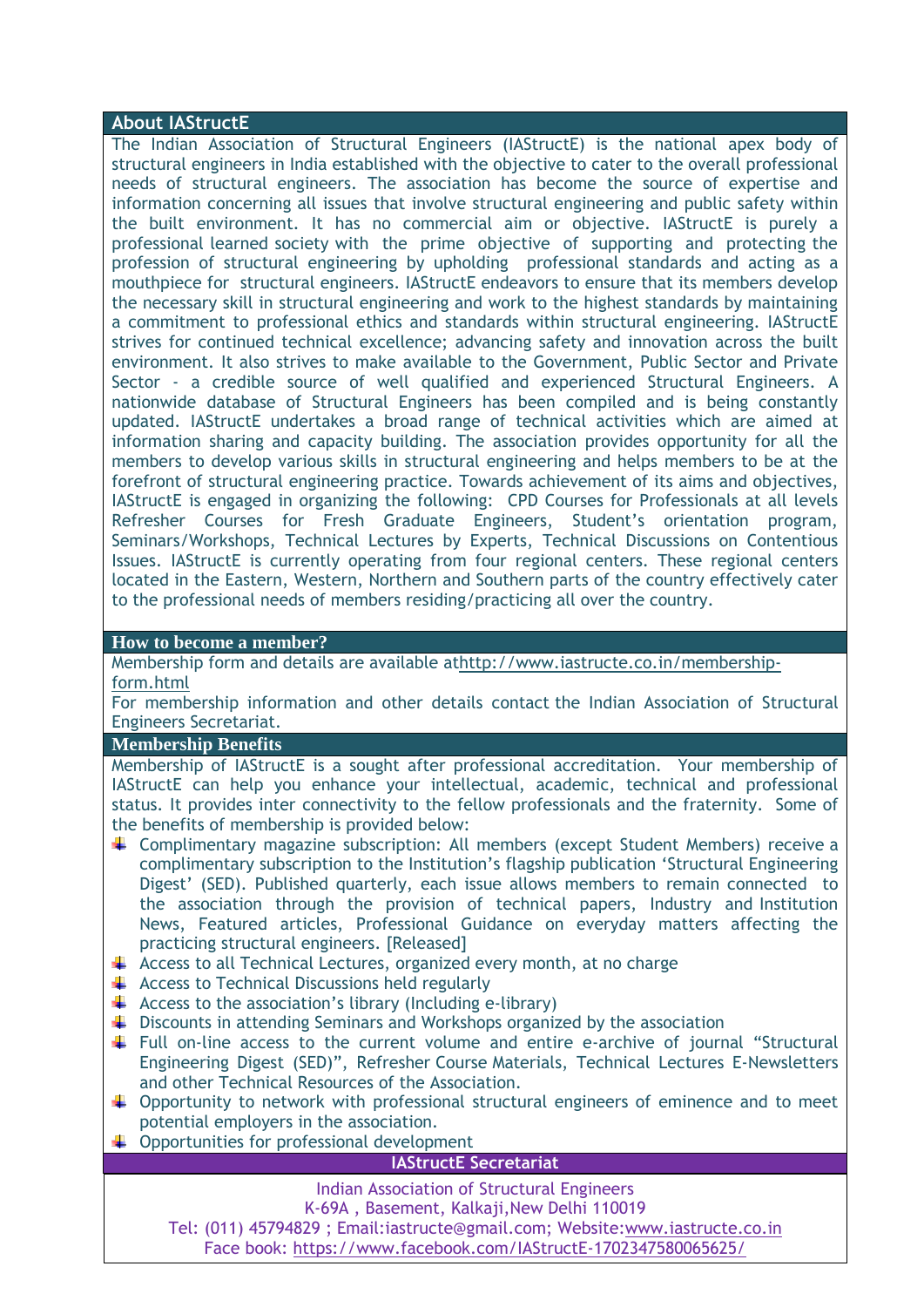## About IAStructE

The Indian Association of Structural Engineers (IAStructE) is the national apex body of structural engineers in India established with the objective to cater to the overall professional needs of structural engineers. The association has become the source of expertise and information concerning all issues that involve structural engineering and public safety within the built environment. It has no commercial aim or objective. IAStructE is purely a professional learned society with the prime objective of supporting and protecting the profession of structural engineering by upholding professional standards and acting as a mouthpiece for structural engineers. IAStructE endeavors to ensure that its members develop the necessary skill in structural engineering and work to the highest standards by maintaining a commitment to professional ethics and standards within structural engineering. IAStructE strives for continued technical excellence; advancing safety and innovation across the built environment. It also strives to make available to the Government, Public Sector and Private Sector - a credible source of well qualified and experienced Structural Engineers. A nationwide database of Structural Engineers has been compiled and is being constantly updated. IAStructE undertakes a broad range of technical activities which are aimed at information sharing and capacity building. The association provides opportunity for all the members to develop various skills in structural engineering and helps members to be at the forefront of structural engineering practice. Towards achievement of its aims and objectives, IAStructE is engaged in organizing the following: CPD Courses for Professionals at all levels Refresher Courses for Fresh Graduate Engineers, Student's orientation program, Seminars/Workshops, Technical Lectures by Experts, Technical Discussions on Contentious Issues. IAStructE is currently operating from four regional centers. These regional centers located in the Eastern, Western, Northern and Southern parts of the country effectively cater to the professional needs of members residing/practicing all over the country.

## How to become a member?

Membership form and details are available athttp://www.iastructe.co.in/membership-form.html

For membership information and other details contact the Indian Association of Structural Engineers Secretariat.

## Membership Benefits

Membership of IAStructE is a sought after professional accreditation. Your membership of IAStructE can help you enhance your intellectual, academic, technical and professional status. It provides inter connectivity to the fellow professionals and the fraternity. Some of the benefits of membership is provided below:

- Complimentary magazine subscription: All members (except Student Members) receive a complimentary subscription to the Institution's flagship publication 'Structural Engineering Digest' (SED). Published quarterly, each issue allows members to remain connected to the association through the provision of technical papers, Industry and Institution News, Featured articles, Professional Guidance on everyday matters affecting the practicing structural engineers. [Released]
- Access to all Technical Lectures, organized every month, at no charge
- Access to Technical Discussions held regularly
- Access to the association's library (Including e-library)
- Discounts in attending Seminars and Workshops organized by the association
- Full on-line access to the current volume and entire e-archive of journal "Structural Engineering Digest (SED)", Refresher Course Materials, Technical Lectures E-Newsletters and other Technical Resources of the Association.
- Opportunity to network with professional structural engineers of eminence and to meet potential employers in the association.
- Opportunities for professional development

## IAStructE Secretariat

Indian Association of Structural Engineers
K-69A , Basement, Kalkaji,New Delhi 110019
Tel: (011) 45794829 ; Email:iastructe@gmail.com; Website:www.iastructe.co.in
Face book: https://www.facebook.com/IAStructE-1702347580065625/